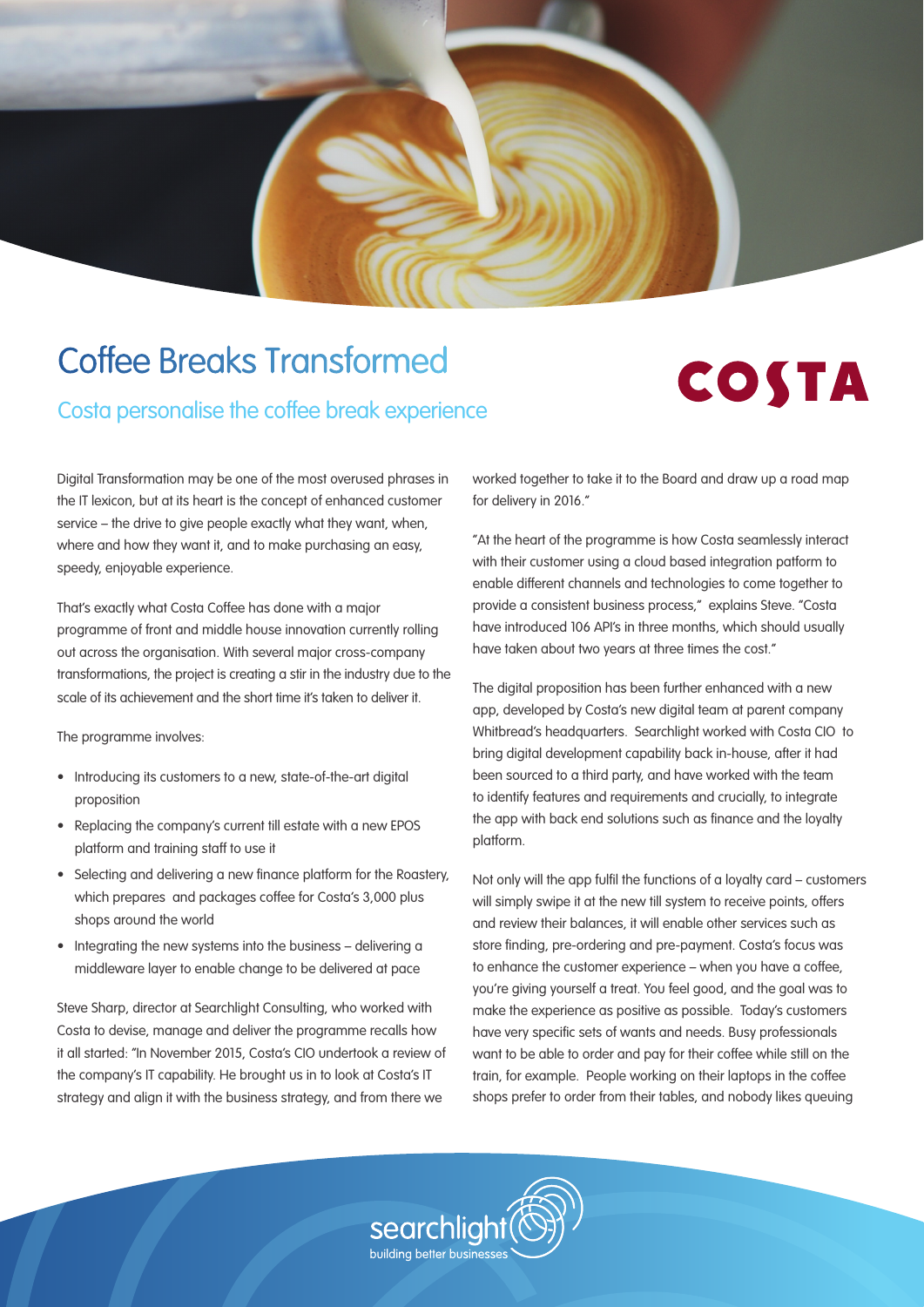# Coffee Breaks Transformed

## Costa personalise the coffee break experience

Digital Transformation may be one of the most overused phrases in the IT lexicon, but at its heart is the concept of enhanced customer service – the drive to give people exactly what they want, when, where and how they want it, and to make purchasing an easy, speedy, enjoyable experience.

That's exactly what Costa Coffee has done with a major programme of front and middle house innovation currently rolling out across the organisation. With several major cross-company transformations, the project is creating a stir in the industry due to the scale of its achievement and the short time it's taken to deliver it.

The programme involves:

- Introducing its customers to a new, state-of-the-art digital proposition
- Replacing the company's current till estate with a new EPOS platform and training staff to use it
- Selecting and delivering a new finance platform for the Roastery, which prepares and packages coffee for Costa's 3,000 plus shops around the world
- Integrating the new systems into the business – delivering a middleware layer to enable change to be delivered at pace

Steve Sharp, director at Searchlight Consulting, who worked with Costa to devise, manage and deliver the programme recalls how it all started: "In November 2015, Costa's CIO undertook a review of the company's IT capability. He brought us in to look at Costa's IT strategy and align it with the business strategy, and from there we worked together to take it to the Board and draw up a road map for delivery in 2016."

"At the heart of the programme is how Costa seamlessly interact with their customer using a cloud based integration pafform to enable different channels and technologies to come together to provide a consistent business process," explains Steve. "Costa have introduced 106 API's in three months, which should usually have taken about two years at three times the cost."

The digital proposition has been further enhanced with a new app, developed by Costa's new digital team at parent company Whitbread's headquarters. Searchlight worked with Costa CIO to bring digital development capability back in-house, after it had been sourced to a third party, and have worked with the team to identify features and requirements and crucially, to integrate the app with back end solutions such as finance and the loyalty platform.

Not only will the app fulfil the functions of a loyalty card – customers will simply swipe it at the new till system to receive points, offers and review their balances, it will enable other services such as store finding, pre-ordering and pre-payment. Costa's focus was to enhance the customer experience – when you have a coffee, you're giving yourself a treat. You feel good, and the goal was to make the experience as positive as possible. Today's customers have very specific sets of wants and needs. Busy professionals want to be able to order and pay for their coffee while still on the train, for example. People working on their laptops in the coffee shops prefer to order from their tables, and nobody likes queuing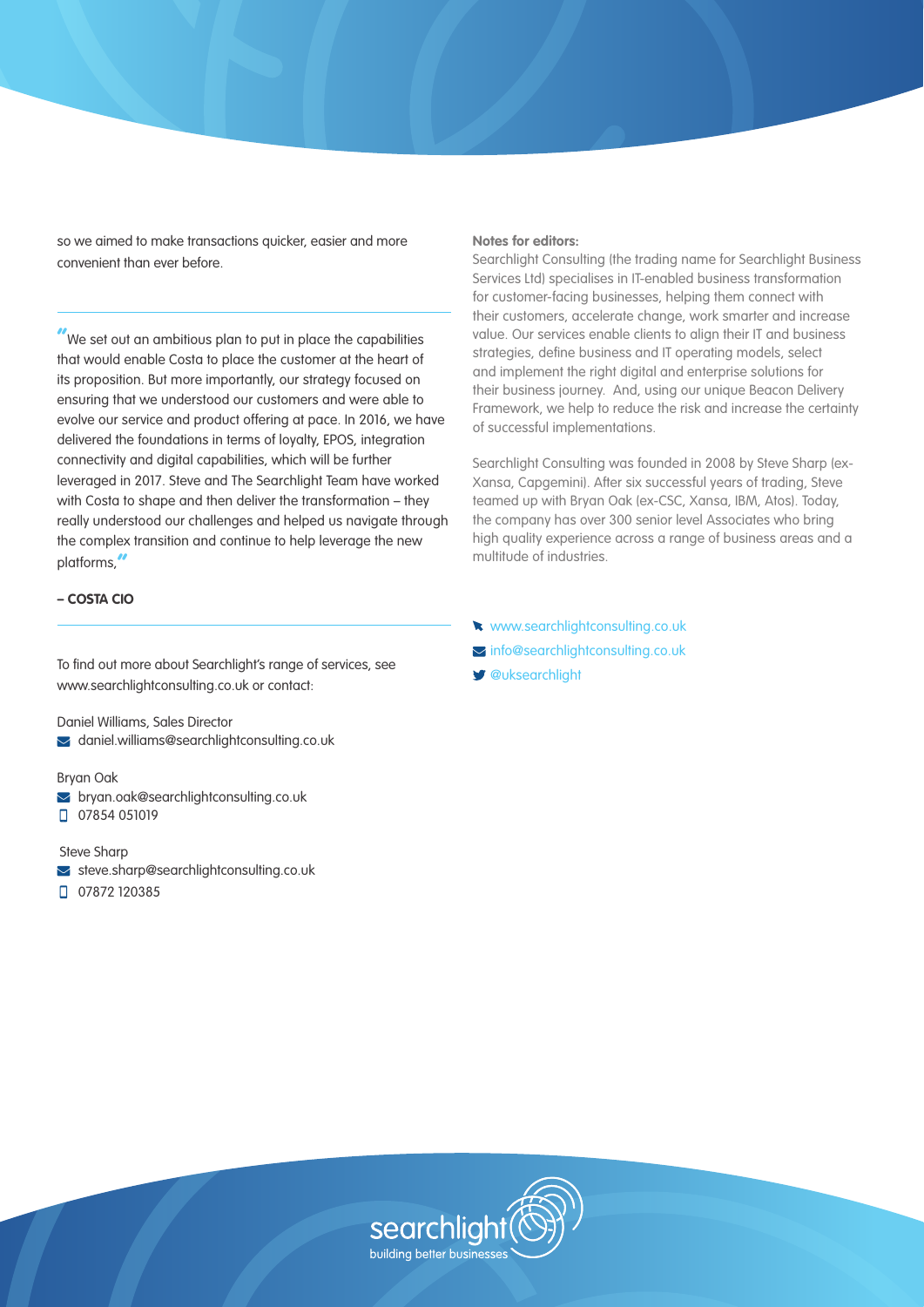so we aimed to make transactions quicker, easier and more convenient than ever before.

---

"We set out an ambitious plan to put in place the capabilities that would enable Costa to place the customer at the heart of its proposition. But more importantly, our strategy focused on ensuring that we understood our customers and were able to evolve our service and product offering at pace. In 2016, we have delivered the foundations in terms of loyalty, EPOS, integration connectivity and digital capabilities, which will be further leveraged in 2017. Steve and The Searchlight Team have worked with Costa to shape and then deliver the transformation – they really understood our challenges and helped us navigate through the complex transition and continue to help leverage the new platforms."

**– COSTA CIO**

---

To find out more about Searchlight's range of services, see www.searchlightconsulting.co.uk or contact:

Daniel Williams, Sales Director
daniel.williams@searchlightconsulting.co.uk

Bryan Oak
bryan.oak@searchlightconsulting.co.uk
07854 051019

Steve Sharp
steve.sharp@searchlightconsulting.co.uk
07872 120385

**Notes for editors:**
Searchlight Consulting (the trading name for Searchlight Business Services Ltd) specialises in IT-enabled business transformation for customer-facing businesses, helping them connect with their customers, accelerate change, work smarter and increase value. Our services enable clients to align their IT and business strategies, define business and IT operating models, select and implement the right digital and enterprise solutions for their business journey. And, using our unique Beacon Delivery Framework, we help to reduce the risk and increase the certainty of successful implementations.

Searchlight Consulting was founded in 2008 by Steve Sharp (ex-Xansa, Capgemini). After six successful years of trading, Steve teamed up with Bryan Oak (ex-CSC, Xansa, IBM, Atos). Today, the company has over 300 senior level Associates who bring high quality experience across a range of business areas and a multitude of industries.

www.searchlightconsulting.co.uk
info@searchlightconsulting.co.uk
@uksearchlight

searchlight
building better businesses